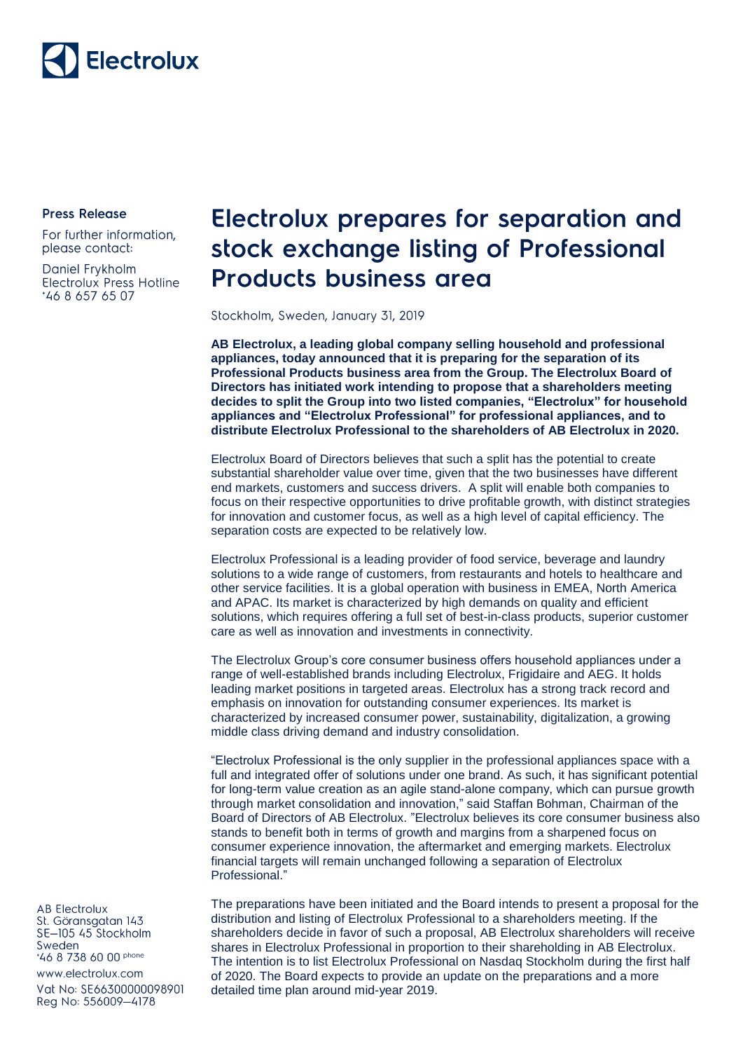Electrolux

**Press Release**

For further information, please contact:

Daniel Frykholm
Electrolux Press Hotline
+46 8 657 65 07

# Electrolux prepares for separation and stock exchange listing of Professional Products business area

Stockholm, Sweden, January 31, 2019

**AB Electrolux, a leading global company selling household and professional appliances, today announced that it is preparing for the separation of its Professional Products business area from the Group. The Electrolux Board of Directors has initiated work intending to propose that a shareholders meeting decides to split the Group into two listed companies, "Electrolux" for household appliances and "Electrolux Professional" for professional appliances, and to distribute Electrolux Professional to the shareholders of AB Electrolux in 2020.**

Electrolux Board of Directors believes that such a split has the potential to create substantial shareholder value over time, given that the two businesses have different end markets, customers and success drivers. A split will enable both companies to focus on their respective opportunities to drive profitable growth, with distinct strategies for innovation and customer focus, as well as a high level of capital efficiency. The separation costs are expected to be relatively low.

Electrolux Professional is a leading provider of food service, beverage and laundry solutions to a wide range of customers, from restaurants and hotels to healthcare and other service facilities. It is a global operation with business in EMEA, North America and APAC. Its market is characterized by high demands on quality and efficient solutions, which requires offering a full set of best-in-class products, superior customer care as well as innovation and investments in connectivity.

The Electrolux Group's core consumer business offers household appliances under a range of well-established brands including Electrolux, Frigidaire and AEG. It holds leading market positions in targeted areas. Electrolux has a strong track record and emphasis on innovation for outstanding consumer experiences. Its market is characterized by increased consumer power, sustainability, digitalization, a growing middle class driving demand and industry consolidation.

"Electrolux Professional is the only supplier in the professional appliances space with a full and integrated offer of solutions under one brand. As such, it has significant potential for long-term value creation as an agile stand-alone company, which can pursue growth through market consolidation and innovation," said Staffan Bohman, Chairman of the Board of Directors of AB Electrolux. "Electrolux believes its core consumer business also stands to benefit both in terms of growth and margins from a sharpened focus on consumer experience innovation, the aftermarket and emerging markets. Electrolux financial targets will remain unchanged following a separation of Electrolux Professional."

The preparations have been initiated and the Board intends to present a proposal for the distribution and listing of Electrolux Professional to a shareholders meeting. If the shareholders decide in favor of such a proposal, AB Electrolux shareholders will receive shares in Electrolux Professional in proportion to their shareholding in AB Electrolux. The intention is to list Electrolux Professional on Nasdaq Stockholm during the first half of 2020. The Board expects to provide an update on the preparations and a more detailed time plan around mid-year 2019.

AB Electrolux
St. Göransgatan 143
SE–105 45 Stockholm
Sweden
+46 8 738 60 00 phone

www.electrolux.com

Vat No: SE663000000098901
Reg No: 556009–4178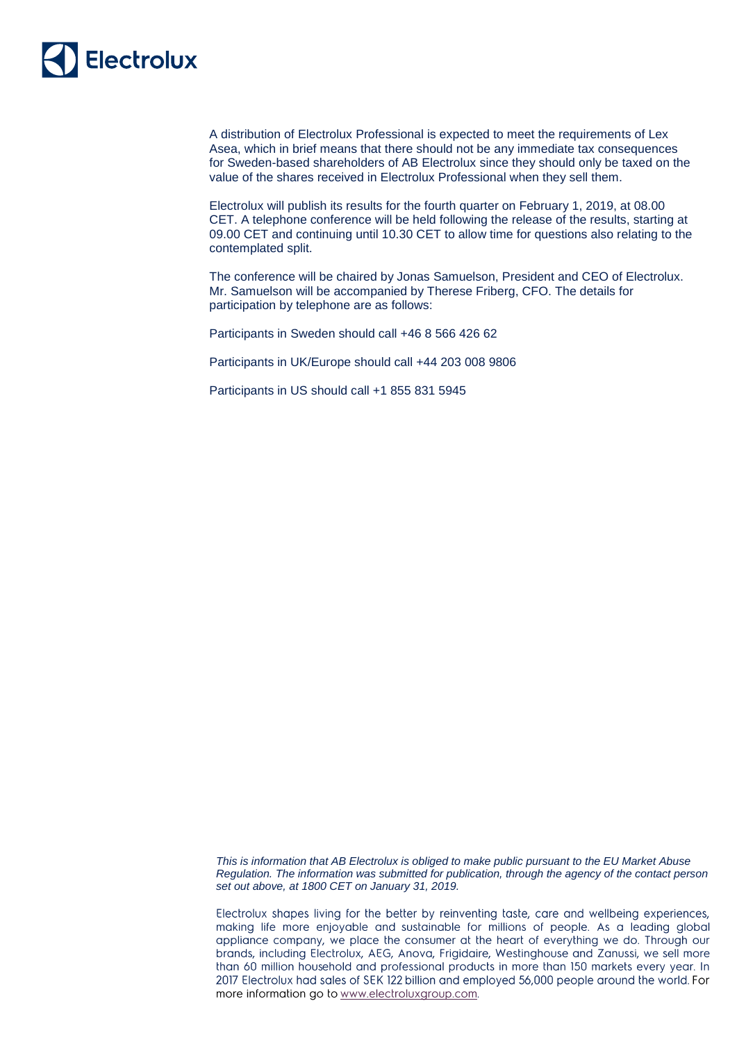A distribution of Electrolux Professional is expected to meet the requirements of Lex Asea, which in brief means that there should not be any immediate tax consequences for Sweden-based shareholders of AB Electrolux since they should only be taxed on the value of the shares received in Electrolux Professional when they sell them.

Electrolux will publish its results for the fourth quarter on February 1, 2019, at 08.00 CET. A telephone conference will be held following the release of the results, starting at 09.00 CET and continuing until 10.30 CET to allow time for questions also relating to the contemplated split.

The conference will be chaired by Jonas Samuelson, President and CEO of Electrolux. Mr. Samuelson will be accompanied by Therese Friberg, CFO. The details for participation by telephone are as follows:

Participants in Sweden should call +46 8 566 426 62

Participants in UK/Europe should call +44 203 008 9806

Participants in US should call +1 855 831 5945

*This is information that AB Electrolux is obliged to make public pursuant to the EU Market Abuse Regulation. The information was submitted for publication, through the agency of the contact person set out above, at 1800 CET on January 31, 2019.*

Electrolux shapes living for the better by reinventing taste, care and wellbeing experiences, making life more enjoyable and sustainable for millions of people. As a leading global appliance company, we place the consumer at the heart of everything we do. Through our brands, including Electrolux, AEG, Anova, Frigidaire, Westinghouse and Zanussi, we sell more than 60 million household and professional products in more than 150 markets every year. In 2017 Electrolux had sales of SEK 122 billion and employed 56,000 people around the world. For more information go to www.electroluxgroup.com.